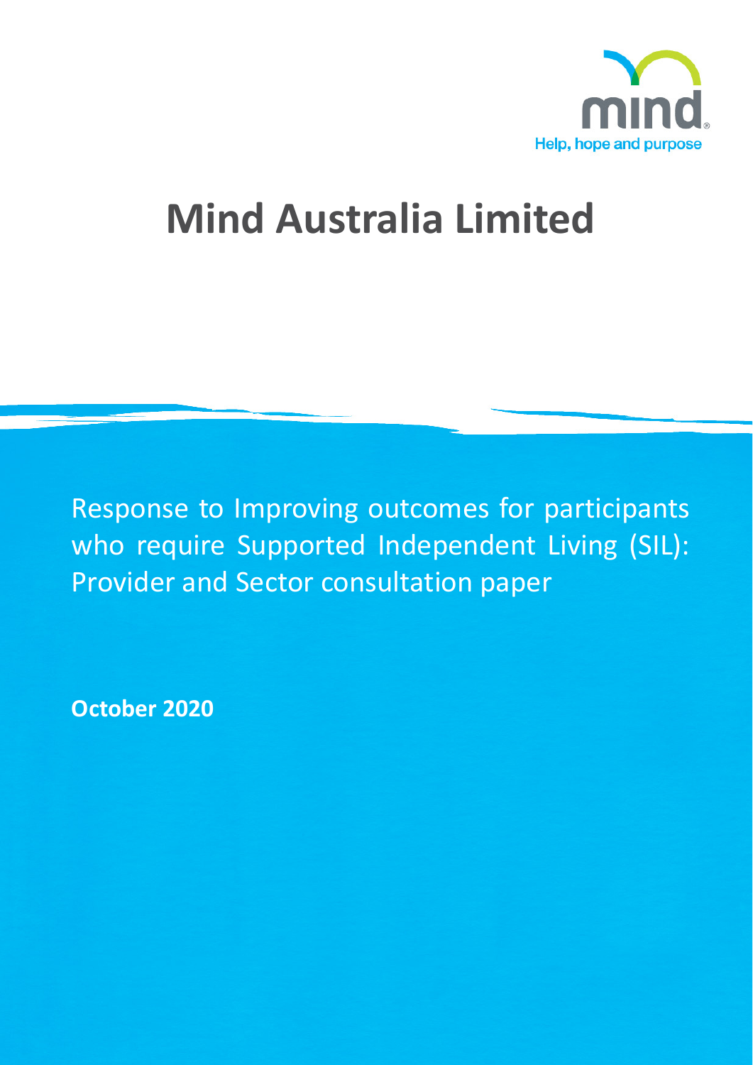mind

Help, hope and purpose

# Mind Australia Limited

Response to Improving outcomes for participants who require Supported Independent Living (SIL): Provider and Sector consultation paper

**October 2020**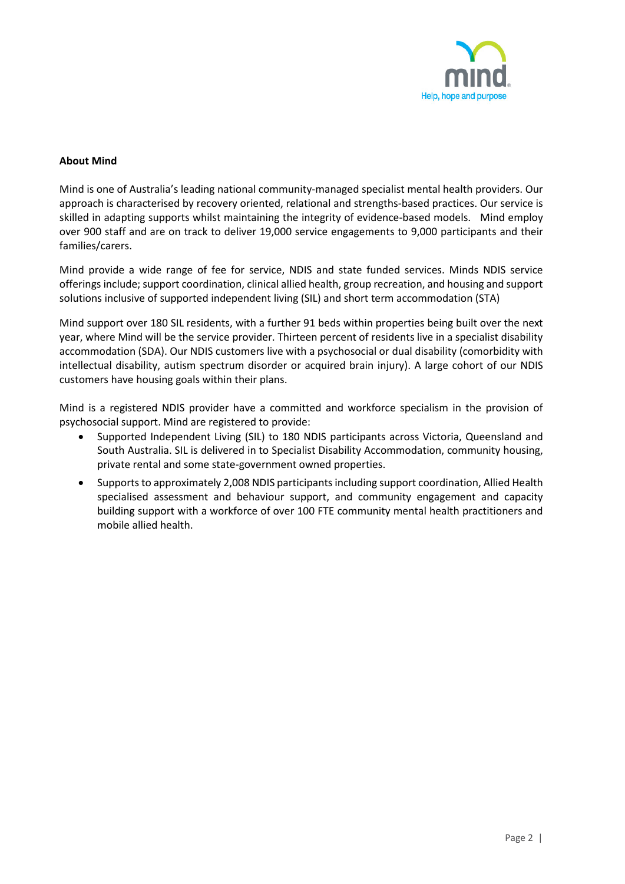**About Mind**

Mind is one of Australia's leading national community-managed specialist mental health providers. Our approach is characterised by recovery oriented, relational and strengths-based practices. Our service is skilled in adapting supports whilst maintaining the integrity of evidence-based models. Mind employ over 900 staff and are on track to deliver 19,000 service engagements to 9,000 participants and their families/carers.

Mind provide a wide range of fee for service, NDIS and state funded services. Minds NDIS service offerings include; support coordination, clinical allied health, group recreation, and housing and support solutions inclusive of supported independent living (SIL) and short term accommodation (STA)

Mind support over 180 SIL residents, with a further 91 beds within properties being built over the next year, where Mind will be the service provider. Thirteen percent of residents live in a specialist disability accommodation (SDA). Our NDIS customers live with a psychosocial or dual disability (comorbidity with intellectual disability, autism spectrum disorder or acquired brain injury). A large cohort of our NDIS customers have housing goals within their plans.

Mind is a registered NDIS provider have a committed and workforce specialism in the provision of psychosocial support. Mind are registered to provide:

- Supported Independent Living (SIL) to 180 NDIS participants across Victoria, Queensland and South Australia. SIL is delivered in to Specialist Disability Accommodation, community housing, private rental and some state-government owned properties.
- Supports to approximately 2,008 NDIS participants including support coordination, Allied Health specialised assessment and behaviour support, and community engagement and capacity building support with a workforce of over 100 FTE community mental health practitioners and mobile allied health.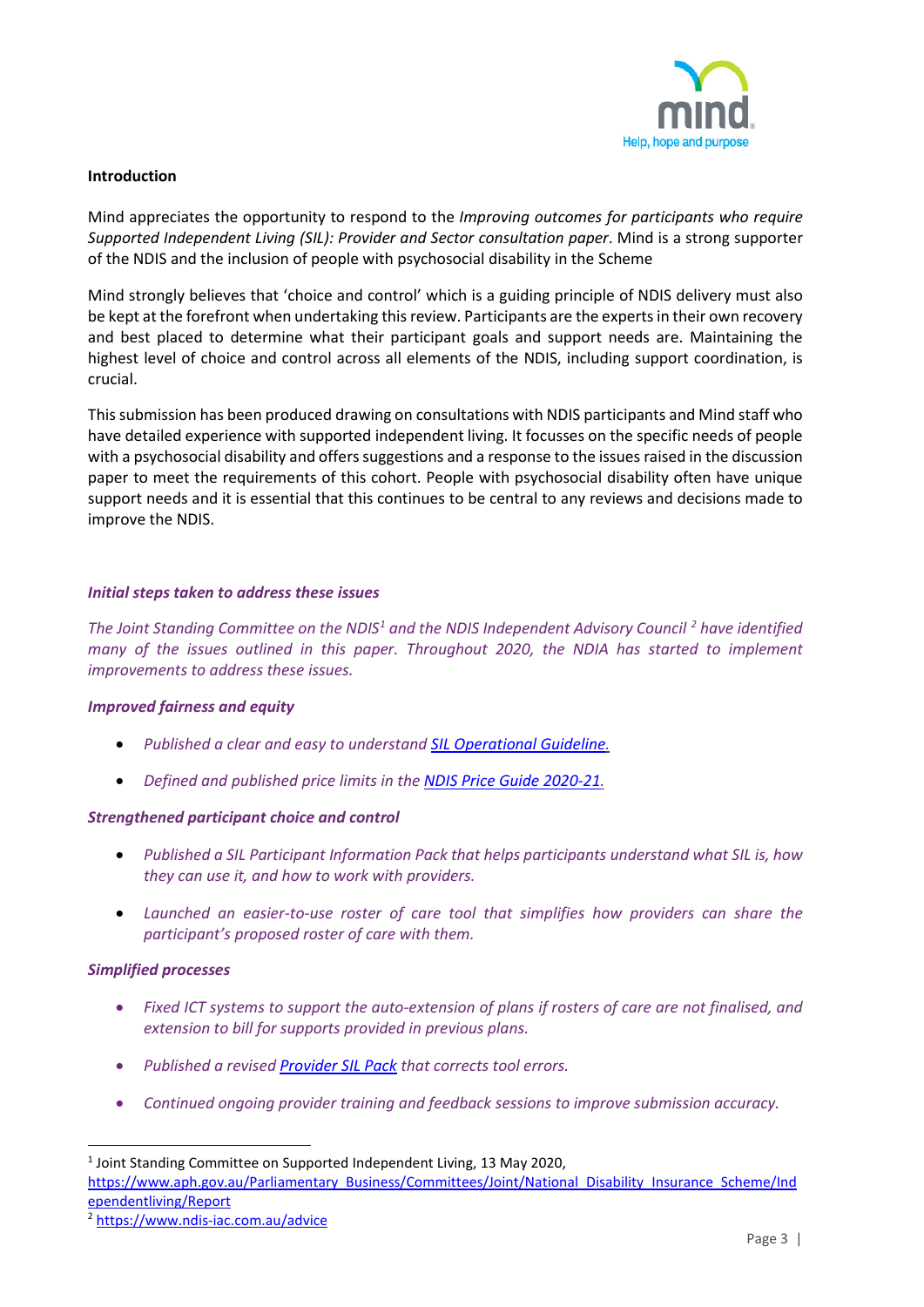**Introduction**

Mind appreciates the opportunity to respond to the *Improving outcomes for participants who require Supported Independent Living (SIL): Provider and Sector consultation paper*. Mind is a strong supporter of the NDIS and the inclusion of people with psychosocial disability in the Scheme

Mind strongly believes that 'choice and control' which is a guiding principle of NDIS delivery must also be kept at the forefront when undertaking this review. Participants are the experts in their own recovery and best placed to determine what their participant goals and support needs are. Maintaining the highest level of choice and control across all elements of the NDIS, including support coordination, is crucial.

This submission has been produced drawing on consultations with NDIS participants and Mind staff who have detailed experience with supported independent living. It focusses on the specific needs of people with a psychosocial disability and offers suggestions and a response to the issues raised in the discussion paper to meet the requirements of this cohort. People with psychosocial disability often have unique support needs and it is essential that this continues to be central to any reviews and decisions made to improve the NDIS.

***Initial steps taken to address these issues***

*The Joint Standing Committee on the NDIS[1] and the NDIS Independent Advisory Council [2] have identified many of the issues outlined in this paper. Throughout 2020, the NDIA has started to implement improvements to address these issues.*

***Improved fairness and equity***

- *Published a clear and easy to understand SIL Operational Guideline.*
- *Defined and published price limits in the NDIS Price Guide 2020-21.*

***Strengthened participant choice and control***

- *Published a SIL Participant Information Pack that helps participants understand what SIL is, how they can use it, and how to work with providers.*
- *Launched an easier-to-use roster of care tool that simplifies how providers can share the participant's proposed roster of care with them.*

***Simplified processes***

- *Fixed ICT systems to support the auto-extension of plans if rosters of care are not finalised, and extension to bill for supports provided in previous plans.*
- *Published a revised Provider SIL Pack that corrects tool errors.*
- *Continued ongoing provider training and feedback sessions to improve submission accuracy.*

---

[1] Joint Standing Committee on Supported Independent Living, 13 May 2020, https://www.aph.gov.au/Parliamentary_Business/Committees/Joint/National_Disability_Insurance_Scheme/Independentliving/Report

[2] https://www.ndis-iac.com.au/advice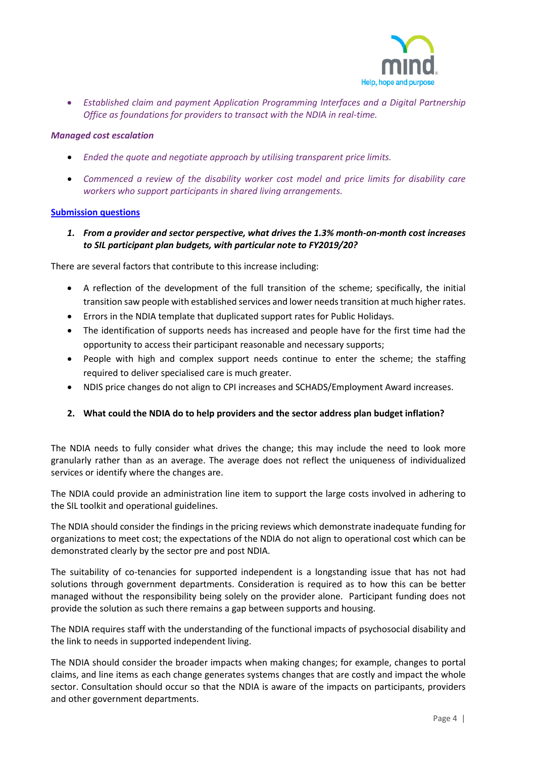- *Established claim and payment Application Programming Interfaces and a Digital Partnership Office as foundations for providers to transact with the NDIA in real-time.*

***Managed cost escalation***

- *Ended the quote and negotiate approach by utilising transparent price limits.*
- *Commenced a review of the disability worker cost model and price limits for disability care workers who support participants in shared living arrangements.*

**Submission questions**

1. ***From a provider and sector perspective, what drives the 1.3% month-on-month cost increases to SIL participant plan budgets, with particular note to FY2019/20?***

There are several factors that contribute to this increase including:

- A reflection of the development of the full transition of the scheme; specifically, the initial transition saw people with established services and lower needs transition at much higher rates.
- Errors in the NDIA template that duplicated support rates for Public Holidays.
- The identification of supports needs has increased and people have for the first time had the opportunity to access their participant reasonable and necessary supports;
- People with high and complex support needs continue to enter the scheme; the staffing required to deliver specialised care is much greater.
- NDIS price changes do not align to CPI increases and SCHADS/Employment Award increases.

2. **What could the NDIA do to help providers and the sector address plan budget inflation?**

The NDIA needs to fully consider what drives the change; this may include the need to look more granularly rather than as an average. The average does not reflect the uniqueness of individualized services or identify where the changes are.

The NDIA could provide an administration line item to support the large costs involved in adhering to the SIL toolkit and operational guidelines.

The NDIA should consider the findings in the pricing reviews which demonstrate inadequate funding for organizations to meet cost; the expectations of the NDIA do not align to operational cost which can be demonstrated clearly by the sector pre and post NDIA.

The suitability of co-tenancies for supported independent is a longstanding issue that has not had solutions through government departments. Consideration is required as to how this can be better managed without the responsibility being solely on the provider alone. Participant funding does not provide the solution as such there remains a gap between supports and housing.

The NDIA requires staff with the understanding of the functional impacts of psychosocial disability and the link to needs in supported independent living.

The NDIA should consider the broader impacts when making changes; for example, changes to portal claims, and line items as each change generates systems changes that are costly and impact the whole sector. Consultation should occur so that the NDIA is aware of the impacts on participants, providers and other government departments.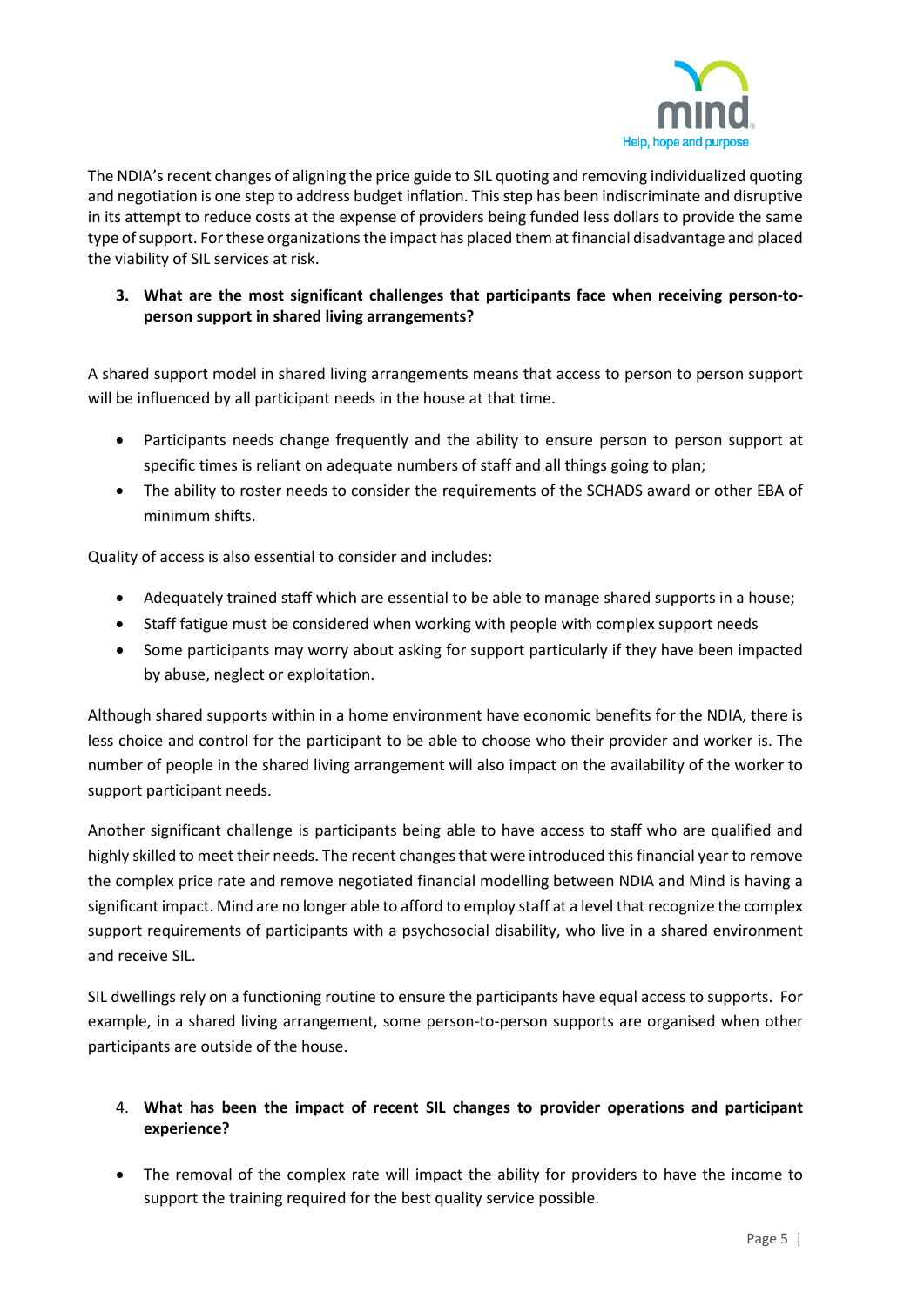The NDIA's recent changes of aligning the price guide to SIL quoting and removing individualized quoting and negotiation is one step to address budget inflation. This step has been indiscriminate and disruptive in its attempt to reduce costs at the expense of providers being funded less dollars to provide the same type of support. For these organizations the impact has placed them at financial disadvantage and placed the viability of SIL services at risk.

3. **What are the most significant challenges that participants face when receiving person-to-person support in shared living arrangements?**

A shared support model in shared living arrangements means that access to person to person support will be influenced by all participant needs in the house at that time.

- Participants needs change frequently and the ability to ensure person to person support at specific times is reliant on adequate numbers of staff and all things going to plan;
- The ability to roster needs to consider the requirements of the SCHADS award or other EBA of minimum shifts.

Quality of access is also essential to consider and includes:

- Adequately trained staff which are essential to be able to manage shared supports in a house;
- Staff fatigue must be considered when working with people with complex support needs
- Some participants may worry about asking for support particularly if they have been impacted by abuse, neglect or exploitation.

Although shared supports within in a home environment have economic benefits for the NDIA, there is less choice and control for the participant to be able to choose who their provider and worker is. The number of people in the shared living arrangement will also impact on the availability of the worker to support participant needs.

Another significant challenge is participants being able to have access to staff who are qualified and highly skilled to meet their needs. The recent changes that were introduced this financial year to remove the complex price rate and remove negotiated financial modelling between NDIA and Mind is having a significant impact. Mind are no longer able to afford to employ staff at a level that recognize the complex support requirements of participants with a psychosocial disability, who live in a shared environment and receive SIL.

SIL dwellings rely on a functioning routine to ensure the participants have equal access to supports. For example, in a shared living arrangement, some person-to-person supports are organised when other participants are outside of the house.

4. **What has been the impact of recent SIL changes to provider operations and participant experience?**

- The removal of the complex rate will impact the ability for providers to have the income to support the training required for the best quality service possible.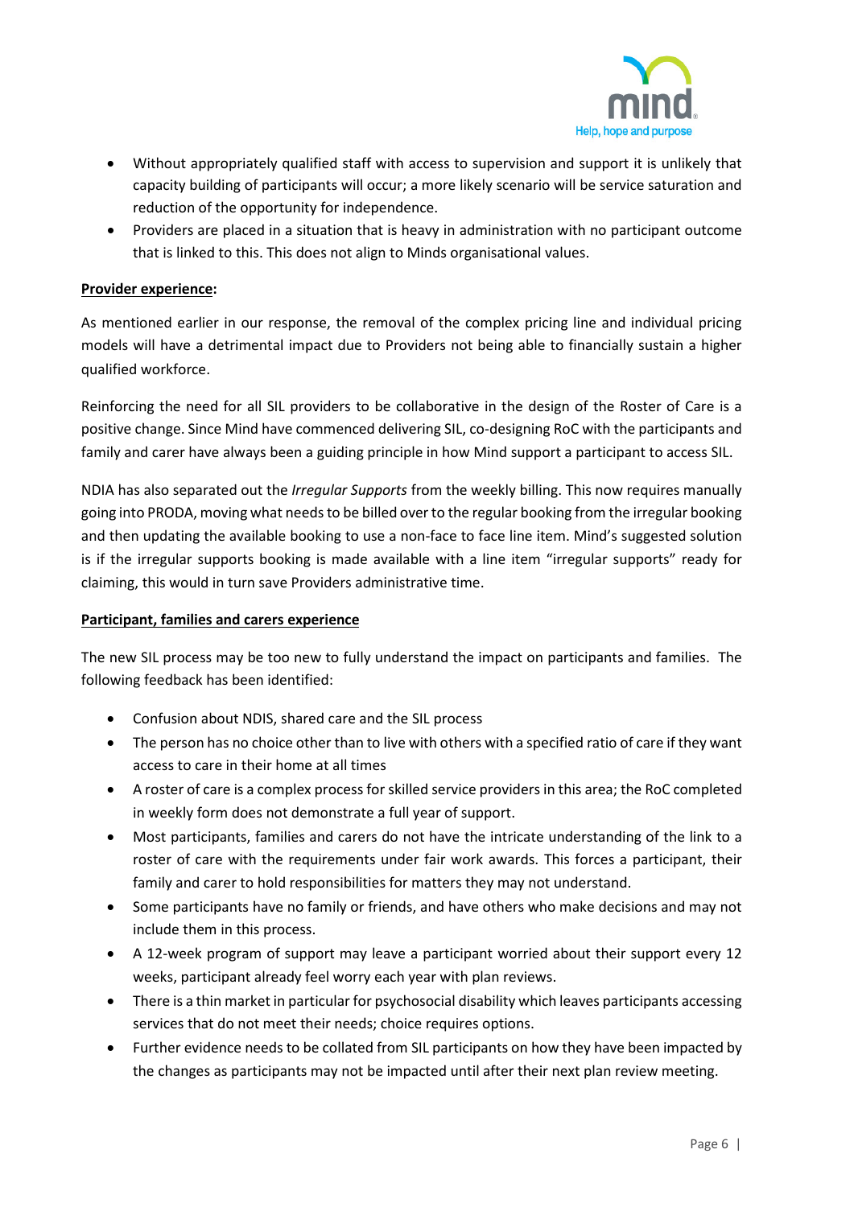- Without appropriately qualified staff with access to supervision and support it is unlikely that capacity building of participants will occur; a more likely scenario will be service saturation and reduction of the opportunity for independence.
- Providers are placed in a situation that is heavy in administration with no participant outcome that is linked to this. This does not align to Minds organisational values.

**Provider experience:**

As mentioned earlier in our response, the removal of the complex pricing line and individual pricing models will have a detrimental impact due to Providers not being able to financially sustain a higher qualified workforce.

Reinforcing the need for all SIL providers to be collaborative in the design of the Roster of Care is a positive change. Since Mind have commenced delivering SIL, co-designing RoC with the participants and family and carer have always been a guiding principle in how Mind support a participant to access SIL.

NDIA has also separated out the *Irregular Supports* from the weekly billing. This now requires manually going into PRODA, moving what needs to be billed over to the regular booking from the irregular booking and then updating the available booking to use a non-face to face line item. Mind's suggested solution is if the irregular supports booking is made available with a line item "irregular supports" ready for claiming, this would in turn save Providers administrative time.

**Participant, families and carers experience**

The new SIL process may be too new to fully understand the impact on participants and families. The following feedback has been identified:

- Confusion about NDIS, shared care and the SIL process
- The person has no choice other than to live with others with a specified ratio of care if they want access to care in their home at all times
- A roster of care is a complex process for skilled service providers in this area; the RoC completed in weekly form does not demonstrate a full year of support.
- Most participants, families and carers do not have the intricate understanding of the link to a roster of care with the requirements under fair work awards. This forces a participant, their family and carer to hold responsibilities for matters they may not understand.
- Some participants have no family or friends, and have others who make decisions and may not include them in this process.
- A 12-week program of support may leave a participant worried about their support every 12 weeks, participant already feel worry each year with plan reviews.
- There is a thin market in particular for psychosocial disability which leaves participants accessing services that do not meet their needs; choice requires options.
- Further evidence needs to be collated from SIL participants on how they have been impacted by the changes as participants may not be impacted until after their next plan review meeting.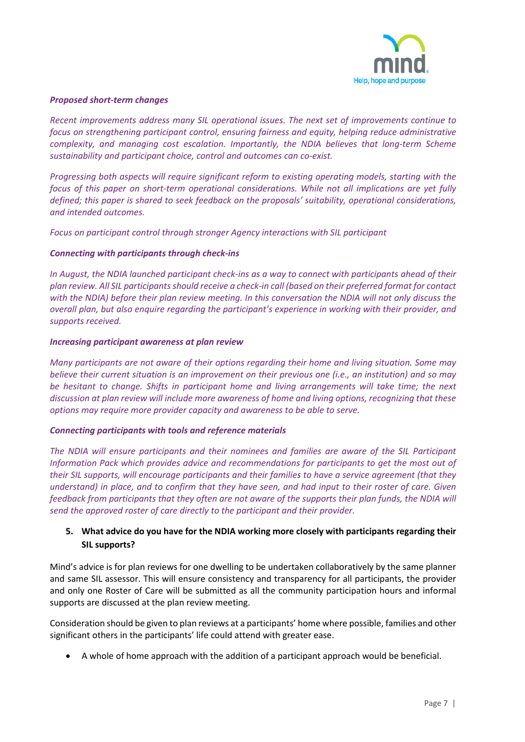***Proposed short-term changes***

*Recent improvements address many SIL operational issues. The next set of improvements continue to focus on strengthening participant control, ensuring fairness and equity, helping reduce administrative complexity, and managing cost escalation. Importantly, the NDIA believes that long-term Scheme sustainability and participant choice, control and outcomes can co-exist.*

*Progressing both aspects will require significant reform to existing operating models, starting with the focus of this paper on short-term operational considerations. While not all implications are yet fully defined; this paper is shared to seek feedback on the proposals' suitability, operational considerations, and intended outcomes.*

*Focus on participant control through stronger Agency interactions with SIL participant*

***Connecting with participants through check-ins***

*In August, the NDIA launched participant check-ins as a way to connect with participants ahead of their plan review. All SIL participants should receive a check-in call (based on their preferred format for contact with the NDIA) before their plan review meeting. In this conversation the NDIA will not only discuss the overall plan, but also enquire regarding the participant's experience in working with their provider, and supports received.*

***Increasing participant awareness at plan review***

*Many participants are not aware of their options regarding their home and living situation. Some may believe their current situation is an improvement on their previous one (i.e., an institution) and so may be hesitant to change. Shifts in participant home and living arrangements will take time; the next discussion at plan review will include more awareness of home and living options, recognizing that these options may require more provider capacity and awareness to be able to serve.*

***Connecting participants with tools and reference materials***

*The NDIA will ensure participants and their nominees and families are aware of the SIL Participant Information Pack which provides advice and recommendations for participants to get the most out of their SIL supports, will encourage participants and their families to have a service agreement (that they understand) in place, and to confirm that they have seen, and had input to their roster of care. Given feedback from participants that they often are not aware of the supports their plan funds, the NDIA will send the approved roster of care directly to the participant and their provider.*

5. **What advice do you have for the NDIA working more closely with participants regarding their SIL supports?**

Mind's advice is for plan reviews for one dwelling to be undertaken collaboratively by the same planner and same SIL assessor. This will ensure consistency and transparency for all participants, the provider and only one Roster of Care will be submitted as all the community participation hours and informal supports are discussed at the plan review meeting.

Consideration should be given to plan reviews at a participants' home where possible, families and other significant others in the participants' life could attend with greater ease.

- A whole of home approach with the addition of a participant approach would be beneficial.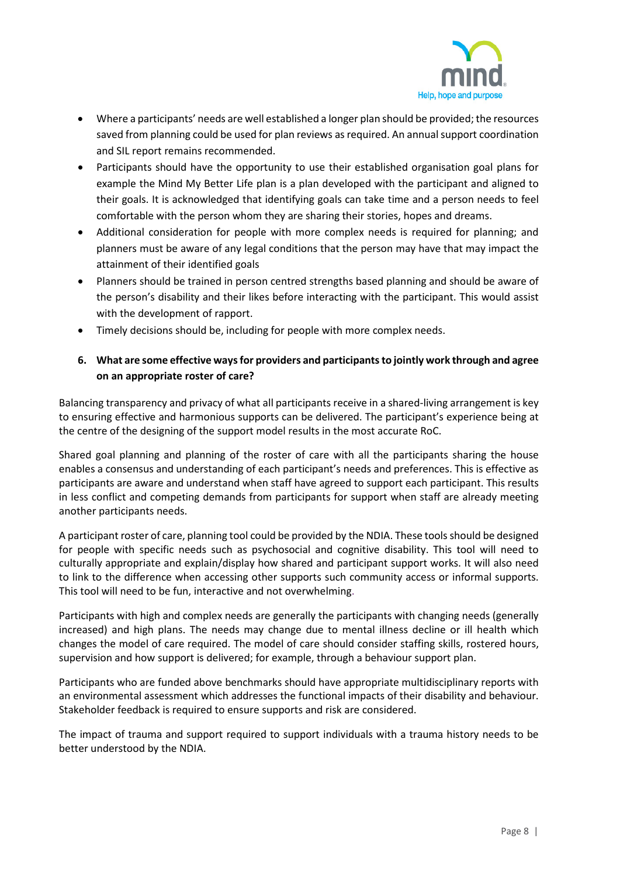- Where a participants' needs are well established a longer plan should be provided; the resources saved from planning could be used for plan reviews as required. An annual support coordination and SIL report remains recommended.
- Participants should have the opportunity to use their established organisation goal plans for example the Mind My Better Life plan is a plan developed with the participant and aligned to their goals. It is acknowledged that identifying goals can take time and a person needs to feel comfortable with the person whom they are sharing their stories, hopes and dreams.
- Additional consideration for people with more complex needs is required for planning; and planners must be aware of any legal conditions that the person may have that may impact the attainment of their identified goals
- Planners should be trained in person centred strengths based planning and should be aware of the person's disability and their likes before interacting with the participant. This would assist with the development of rapport.
- Timely decisions should be, including for people with more complex needs.

**6. What are some effective ways for providers and participants to jointly work through and agree on an appropriate roster of care?**

Balancing transparency and privacy of what all participants receive in a shared-living arrangement is key to ensuring effective and harmonious supports can be delivered. The participant's experience being at the centre of the designing of the support model results in the most accurate RoC.

Shared goal planning and planning of the roster of care with all the participants sharing the house enables a consensus and understanding of each participant's needs and preferences. This is effective as participants are aware and understand when staff have agreed to support each participant. This results in less conflict and competing demands from participants for support when staff are already meeting another participants needs.

A participant roster of care, planning tool could be provided by the NDIA. These tools should be designed for people with specific needs such as psychosocial and cognitive disability. This tool will need to culturally appropriate and explain/display how shared and participant support works. It will also need to link to the difference when accessing other supports such community access or informal supports. This tool will need to be fun, interactive and not overwhelming.

Participants with high and complex needs are generally the participants with changing needs (generally increased) and high plans. The needs may change due to mental illness decline or ill health which changes the model of care required. The model of care should consider staffing skills, rostered hours, supervision and how support is delivered; for example, through a behaviour support plan.

Participants who are funded above benchmarks should have appropriate multidisciplinary reports with an environmental assessment which addresses the functional impacts of their disability and behaviour. Stakeholder feedback is required to ensure supports and risk are considered.

The impact of trauma and support required to support individuals with a trauma history needs to be better understood by the NDIA.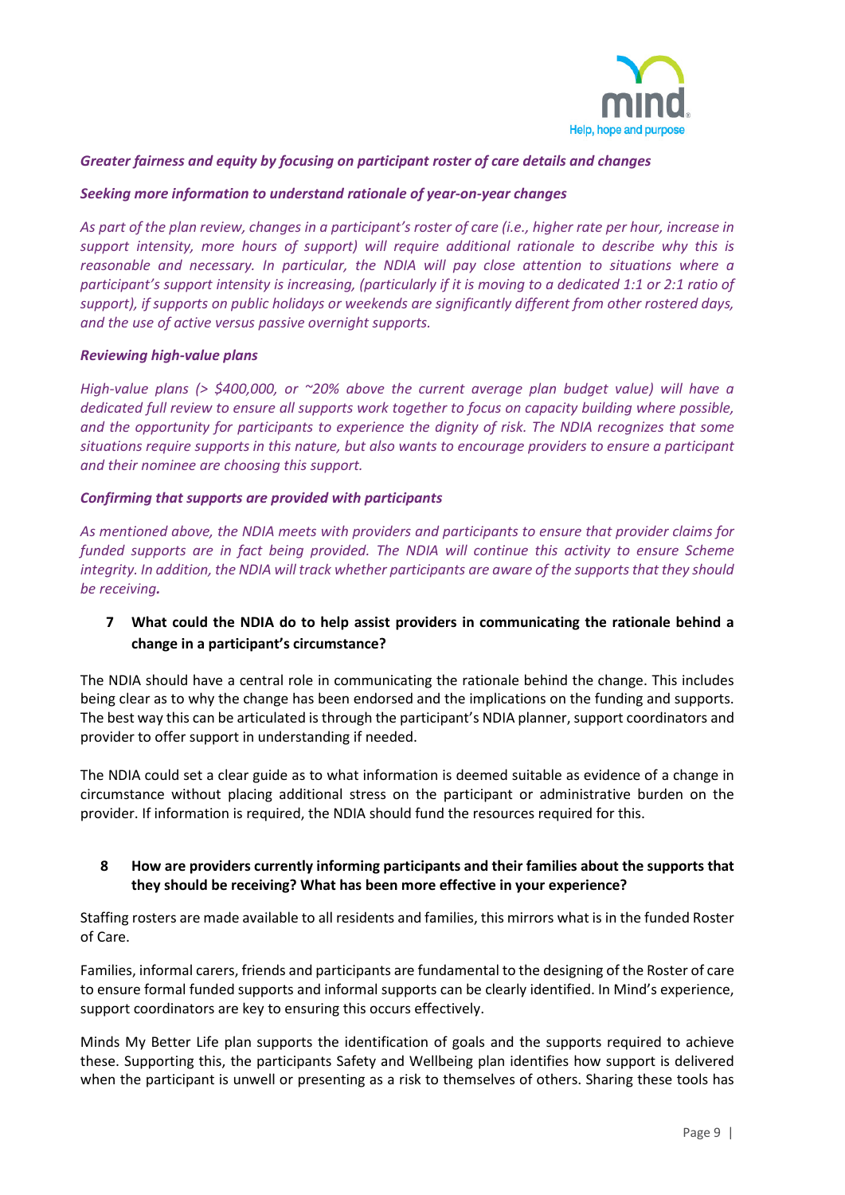***Greater fairness and equity by focusing on participant roster of care details and changes***

***Seeking more information to understand rationale of year-on-year changes***

*As part of the plan review, changes in a participant's roster of care (i.e., higher rate per hour, increase in support intensity, more hours of support) will require additional rationale to describe why this is reasonable and necessary. In particular, the NDIA will pay close attention to situations where a participant's support intensity is increasing, (particularly if it is moving to a dedicated 1:1 or 2:1 ratio of support), if supports on public holidays or weekends are significantly different from other rostered days, and the use of active versus passive overnight supports.*

***Reviewing high-value plans***

*High-value plans (> $400,000, or ~20% above the current average plan budget value) will have a dedicated full review to ensure all supports work together to focus on capacity building where possible, and the opportunity for participants to experience the dignity of risk. The NDIA recognizes that some situations require supports in this nature, but also wants to encourage providers to ensure a participant and their nominee are choosing this support.*

***Confirming that supports are provided with participants***

*As mentioned above, the NDIA meets with providers and participants to ensure that provider claims for funded supports are in fact being provided. The NDIA will continue this activity to ensure Scheme integrity. In addition, the NDIA will track whether participants are aware of the supports that they should be receiving.*

**7 What could the NDIA do to help assist providers in communicating the rationale behind a change in a participant's circumstance?**

The NDIA should have a central role in communicating the rationale behind the change. This includes being clear as to why the change has been endorsed and the implications on the funding and supports. The best way this can be articulated is through the participant's NDIA planner, support coordinators and provider to offer support in understanding if needed.

The NDIA could set a clear guide as to what information is deemed suitable as evidence of a change in circumstance without placing additional stress on the participant or administrative burden on the provider. If information is required, the NDIA should fund the resources required for this.

**8 How are providers currently informing participants and their families about the supports that they should be receiving? What has been more effective in your experience?**

Staffing rosters are made available to all residents and families, this mirrors what is in the funded Roster of Care.

Families, informal carers, friends and participants are fundamental to the designing of the Roster of care to ensure formal funded supports and informal supports can be clearly identified. In Mind's experience, support coordinators are key to ensuring this occurs effectively.

Minds My Better Life plan supports the identification of goals and the supports required to achieve these. Supporting this, the participants Safety and Wellbeing plan identifies how support is delivered when the participant is unwell or presenting as a risk to themselves of others. Sharing these tools has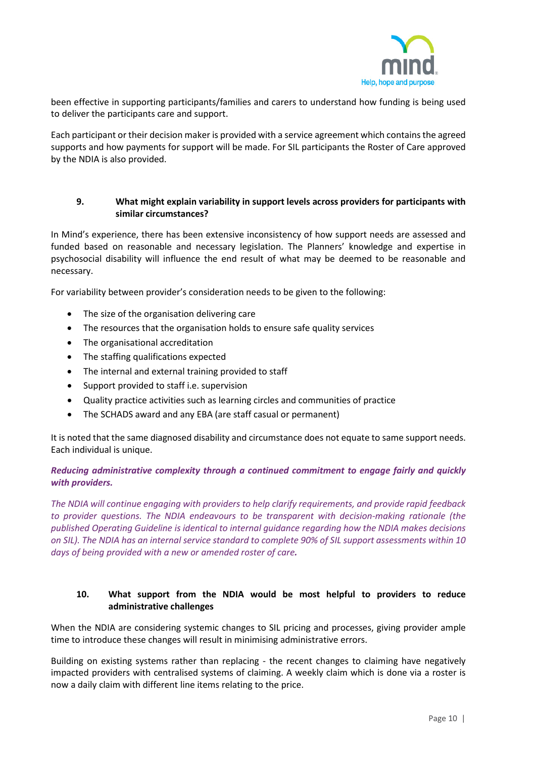been effective in supporting participants/families and carers to understand how funding is being used to deliver the participants care and support.

Each participant or their decision maker is provided with a service agreement which contains the agreed supports and how payments for support will be made. For SIL participants the Roster of Care approved by the NDIA is also provided.

### 9. What might explain variability in support levels across providers for participants with similar circumstances?

In Mind's experience, there has been extensive inconsistency of how support needs are assessed and funded based on reasonable and necessary legislation. The Planners' knowledge and expertise in psychosocial disability will influence the end result of what may be deemed to be reasonable and necessary.

For variability between provider's consideration needs to be given to the following:

- The size of the organisation delivering care
- The resources that the organisation holds to ensure safe quality services
- The organisational accreditation
- The staffing qualifications expected
- The internal and external training provided to staff
- Support provided to staff i.e. supervision
- Quality practice activities such as learning circles and communities of practice
- The SCHADS award and any EBA (are staff casual or permanent)

It is noted that the same diagnosed disability and circumstance does not equate to same support needs. Each individual is unique.

***Reducing administrative complexity through a continued commitment to engage fairly and quickly with providers.***

*The NDIA will continue engaging with providers to help clarify requirements, and provide rapid feedback to provider questions. The NDIA endeavours to be transparent with decision-making rationale (the published Operating Guideline is identical to internal guidance regarding how the NDIA makes decisions on SIL). The NDIA has an internal service standard to complete 90% of SIL support assessments within 10 days of being provided with a new or amended roster of care.*

### 10. What support from the NDIA would be most helpful to providers to reduce administrative challenges

When the NDIA are considering systemic changes to SIL pricing and processes, giving provider ample time to introduce these changes will result in minimising administrative errors.

Building on existing systems rather than replacing - the recent changes to claiming have negatively impacted providers with centralised systems of claiming. A weekly claim which is done via a roster is now a daily claim with different line items relating to the price.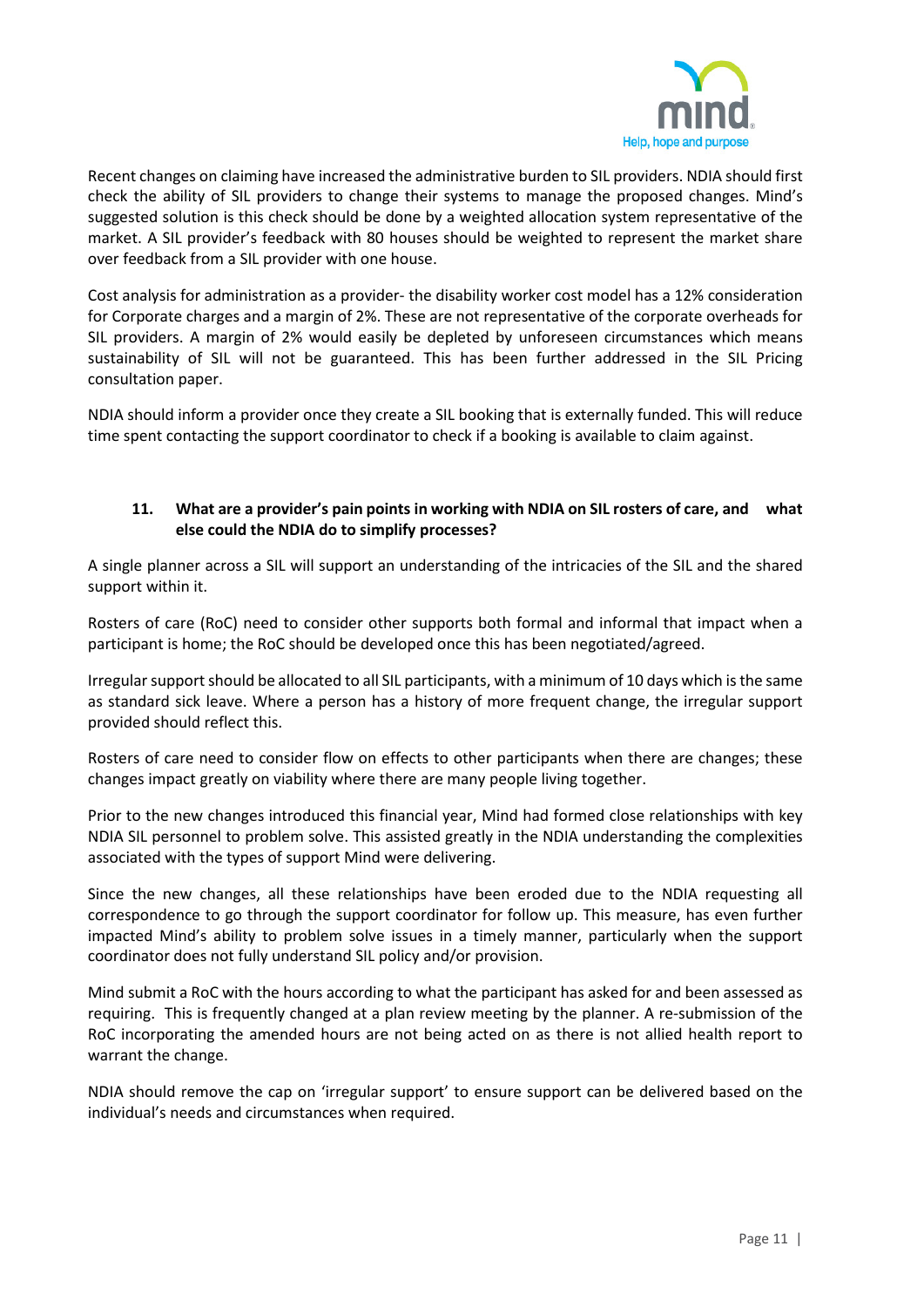Recent changes on claiming have increased the administrative burden to SIL providers. NDIA should first check the ability of SIL providers to change their systems to manage the proposed changes. Mind's suggested solution is this check should be done by a weighted allocation system representative of the market. A SIL provider's feedback with 80 houses should be weighted to represent the market share over feedback from a SIL provider with one house.

Cost analysis for administration as a provider- the disability worker cost model has a 12% consideration for Corporate charges and a margin of 2%. These are not representative of the corporate overheads for SIL providers. A margin of 2% would easily be depleted by unforeseen circumstances which means sustainability of SIL will not be guaranteed. This has been further addressed in the SIL Pricing consultation paper.

NDIA should inform a provider once they create a SIL booking that is externally funded. This will reduce time spent contacting the support coordinator to check if a booking is available to claim against.

### 11. What are a provider's pain points in working with NDIA on SIL rosters of care, and what else could the NDIA do to simplify processes?

A single planner across a SIL will support an understanding of the intricacies of the SIL and the shared support within it.

Rosters of care (RoC) need to consider other supports both formal and informal that impact when a participant is home; the RoC should be developed once this has been negotiated/agreed.

Irregular support should be allocated to all SIL participants, with a minimum of 10 days which is the same as standard sick leave. Where a person has a history of more frequent change, the irregular support provided should reflect this.

Rosters of care need to consider flow on effects to other participants when there are changes; these changes impact greatly on viability where there are many people living together.

Prior to the new changes introduced this financial year, Mind had formed close relationships with key NDIA SIL personnel to problem solve. This assisted greatly in the NDIA understanding the complexities associated with the types of support Mind were delivering.

Since the new changes, all these relationships have been eroded due to the NDIA requesting all correspondence to go through the support coordinator for follow up. This measure, has even further impacted Mind's ability to problem solve issues in a timely manner, particularly when the support coordinator does not fully understand SIL policy and/or provision.

Mind submit a RoC with the hours according to what the participant has asked for and been assessed as requiring. This is frequently changed at a plan review meeting by the planner. A re-submission of the RoC incorporating the amended hours are not being acted on as there is not allied health report to warrant the change.

NDIA should remove the cap on 'irregular support' to ensure support can be delivered based on the individual's needs and circumstances when required.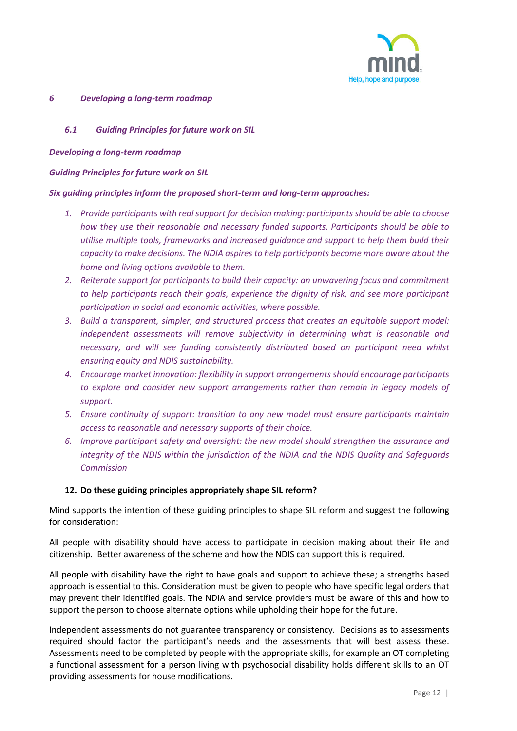## *6 Developing a long-term roadmap*

### *6.1 Guiding Principles for future work on SIL*

***Developing a long-term roadmap***

***Guiding Principles for future work on SIL***

***Six guiding principles inform the proposed short-term and long-term approaches:***

1. *Provide participants with real support for decision making: participants should be able to choose how they use their reasonable and necessary funded supports. Participants should be able to utilise multiple tools, frameworks and increased guidance and support to help them build their capacity to make decisions. The NDIA aspires to help participants become more aware about the home and living options available to them.*
2. *Reiterate support for participants to build their capacity: an unwavering focus and commitment to help participants reach their goals, experience the dignity of risk, and see more participant participation in social and economic activities, where possible.*
3. *Build a transparent, simpler, and structured process that creates an equitable support model: independent assessments will remove subjectivity in determining what is reasonable and necessary, and will see funding consistently distributed based on participant need whilst ensuring equity and NDIS sustainability.*
4. *Encourage market innovation: flexibility in support arrangements should encourage participants to explore and consider new support arrangements rather than remain in legacy models of support.*
5. *Ensure continuity of support: transition to any new model must ensure participants maintain access to reasonable and necessary supports of their choice.*
6. *Improve participant safety and oversight: the new model should strengthen the assurance and integrity of the NDIS within the jurisdiction of the NDIA and the NDIS Quality and Safeguards Commission*

**12. Do these guiding principles appropriately shape SIL reform?**

Mind supports the intention of these guiding principles to shape SIL reform and suggest the following for consideration:

All people with disability should have access to participate in decision making about their life and citizenship. Better awareness of the scheme and how the NDIS can support this is required.

All people with disability have the right to have goals and support to achieve these; a strengths based approach is essential to this. Consideration must be given to people who have specific legal orders that may prevent their identified goals. The NDIA and service providers must be aware of this and how to support the person to choose alternate options while upholding their hope for the future.

Independent assessments do not guarantee transparency or consistency. Decisions as to assessments required should factor the participant's needs and the assessments that will best assess these. Assessments need to be completed by people with the appropriate skills, for example an OT completing a functional assessment for a person living with psychosocial disability holds different skills to an OT providing assessments for house modifications.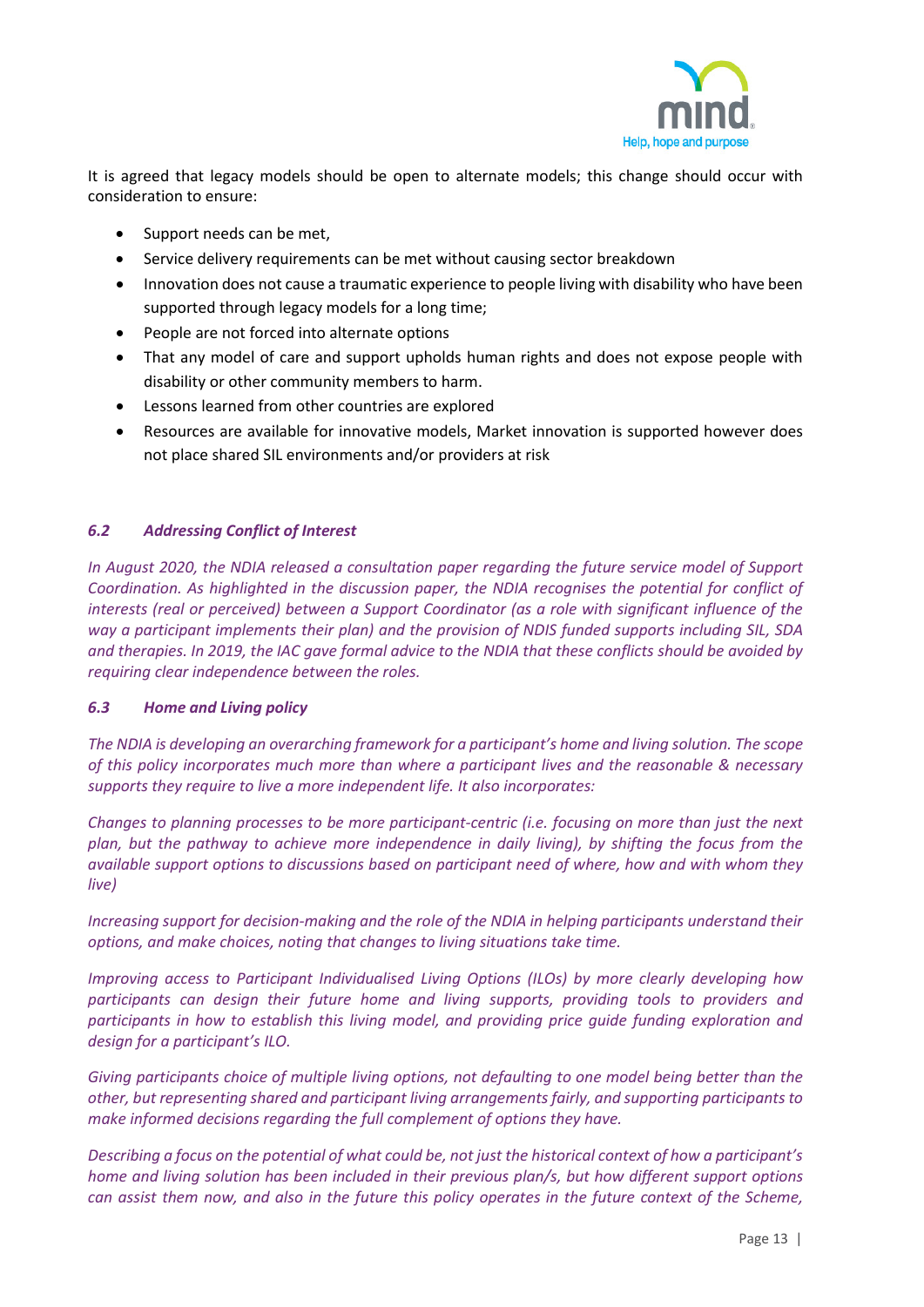It is agreed that legacy models should be open to alternate models; this change should occur with consideration to ensure:

- Support needs can be met,
- Service delivery requirements can be met without causing sector breakdown
- Innovation does not cause a traumatic experience to people living with disability who have been supported through legacy models for a long time;
- People are not forced into alternate options
- That any model of care and support upholds human rights and does not expose people with disability or other community members to harm.
- Lessons learned from other countries are explored
- Resources are available for innovative models, Market innovation is supported however does not place shared SIL environments and/or providers at risk

### *6.2 Addressing Conflict of Interest*

*In August 2020, the NDIA released a consultation paper regarding the future service model of Support Coordination. As highlighted in the discussion paper, the NDIA recognises the potential for conflict of interests (real or perceived) between a Support Coordinator (as a role with significant influence of the way a participant implements their plan) and the provision of NDIS funded supports including SIL, SDA and therapies. In 2019, the IAC gave formal advice to the NDIA that these conflicts should be avoided by requiring clear independence between the roles.*

### *6.3 Home and Living policy*

*The NDIA is developing an overarching framework for a participant's home and living solution. The scope of this policy incorporates much more than where a participant lives and the reasonable & necessary supports they require to live a more independent life. It also incorporates:*

*Changes to planning processes to be more participant-centric (i.e. focusing on more than just the next plan, but the pathway to achieve more independence in daily living), by shifting the focus from the available support options to discussions based on participant need of where, how and with whom they live)*

*Increasing support for decision-making and the role of the NDIA in helping participants understand their options, and make choices, noting that changes to living situations take time.*

*Improving access to Participant Individualised Living Options (ILOs) by more clearly developing how participants can design their future home and living supports, providing tools to providers and participants in how to establish this living model, and providing price guide funding exploration and design for a participant's ILO.*

*Giving participants choice of multiple living options, not defaulting to one model being better than the other, but representing shared and participant living arrangements fairly, and supporting participants to make informed decisions regarding the full complement of options they have.*

*Describing a focus on the potential of what could be, not just the historical context of how a participant's home and living solution has been included in their previous plan/s, but how different support options can assist them now, and also in the future this policy operates in the future context of the Scheme,*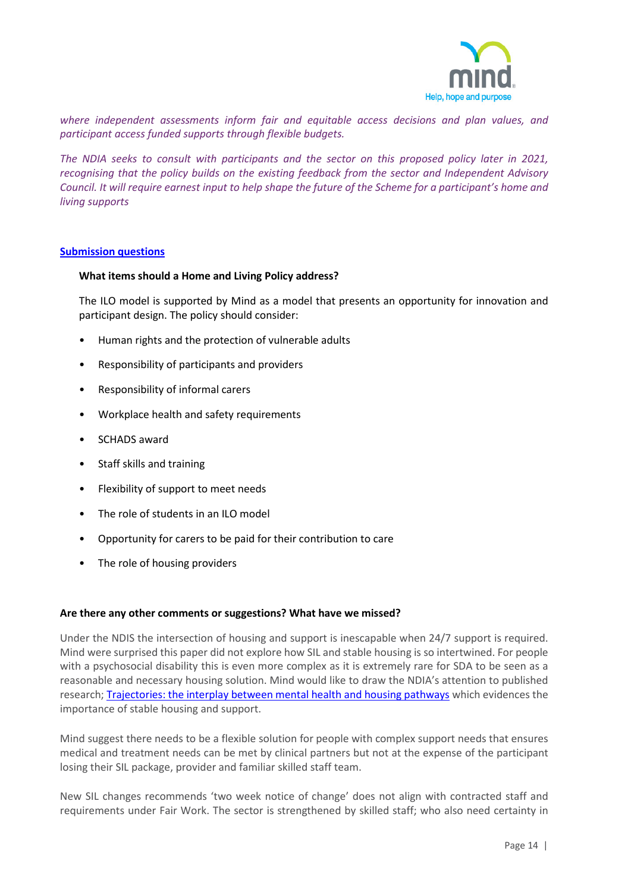*where independent assessments inform fair and equitable access decisions and plan values, and participant access funded supports through flexible budgets.*

*The NDIA seeks to consult with participants and the sector on this proposed policy later in 2021, recognising that the policy builds on the existing feedback from the sector and Independent Advisory Council. It will require earnest input to help shape the future of the Scheme for a participant's home and living supports*

**Submission questions**

**What items should a Home and Living Policy address?**

The ILO model is supported by Mind as a model that presents an opportunity for innovation and participant design. The policy should consider:

- Human rights and the protection of vulnerable adults
- Responsibility of participants and providers
- Responsibility of informal carers
- Workplace health and safety requirements
- SCHADS award
- Staff skills and training
- Flexibility of support to meet needs
- The role of students in an ILO model
- Opportunity for carers to be paid for their contribution to care
- The role of housing providers

**Are there any other comments or suggestions? What have we missed?**

Under the NDIS the intersection of housing and support is inescapable when 24/7 support is required. Mind were surprised this paper did not explore how SIL and stable housing is so intertwined. For people with a psychosocial disability this is even more complex as it is extremely rare for SDA to be seen as a reasonable and necessary housing solution. Mind would like to draw the NDIA's attention to published research; Trajectories: the interplay between mental health and housing pathways which evidences the importance of stable housing and support.

Mind suggest there needs to be a flexible solution for people with complex support needs that ensures medical and treatment needs can be met by clinical partners but not at the expense of the participant losing their SIL package, provider and familiar skilled staff team.

New SIL changes recommends 'two week notice of change' does not align with contracted staff and requirements under Fair Work. The sector is strengthened by skilled staff; who also need certainty in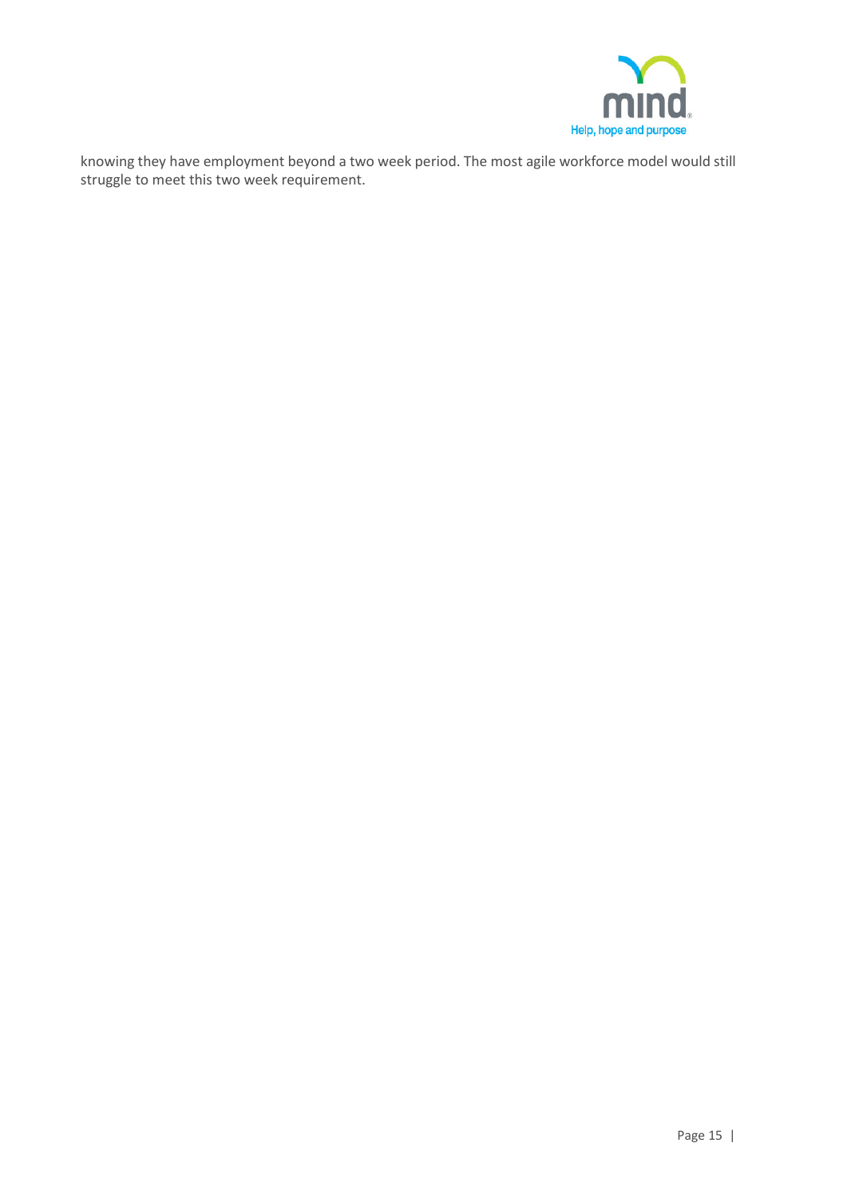knowing they have employment beyond a two week period. The most agile workforce model would still struggle to meet this two week requirement.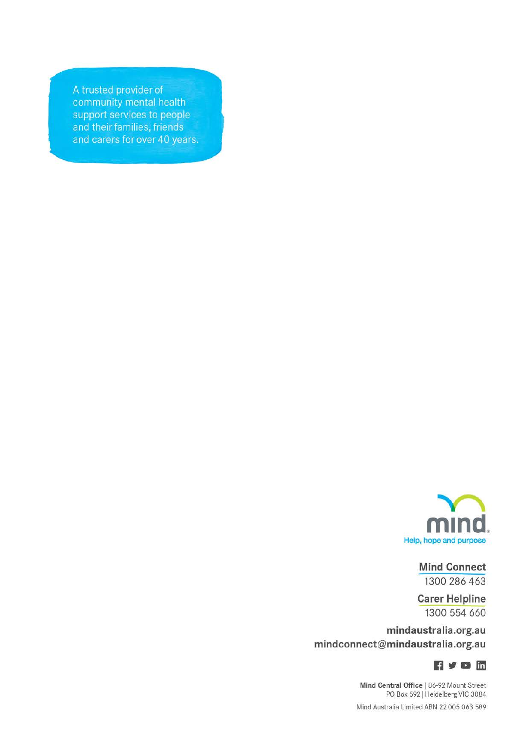A trusted provider of community mental health support services to people and their families, friends and carers for over 40 years.

mind

Help, hope and purpose

**Mind Connect**
1300 286 463

**Carer Helpline**
1300 554 660

**mindaustralia.org.au**
**mindconnect@mindaustralia.org.au**

**Mind Central Office** | 86-92 Mount Street
PO Box 592 | Heidelberg VIC 3084

Mind Australia Limited ABN 22 005 063 589